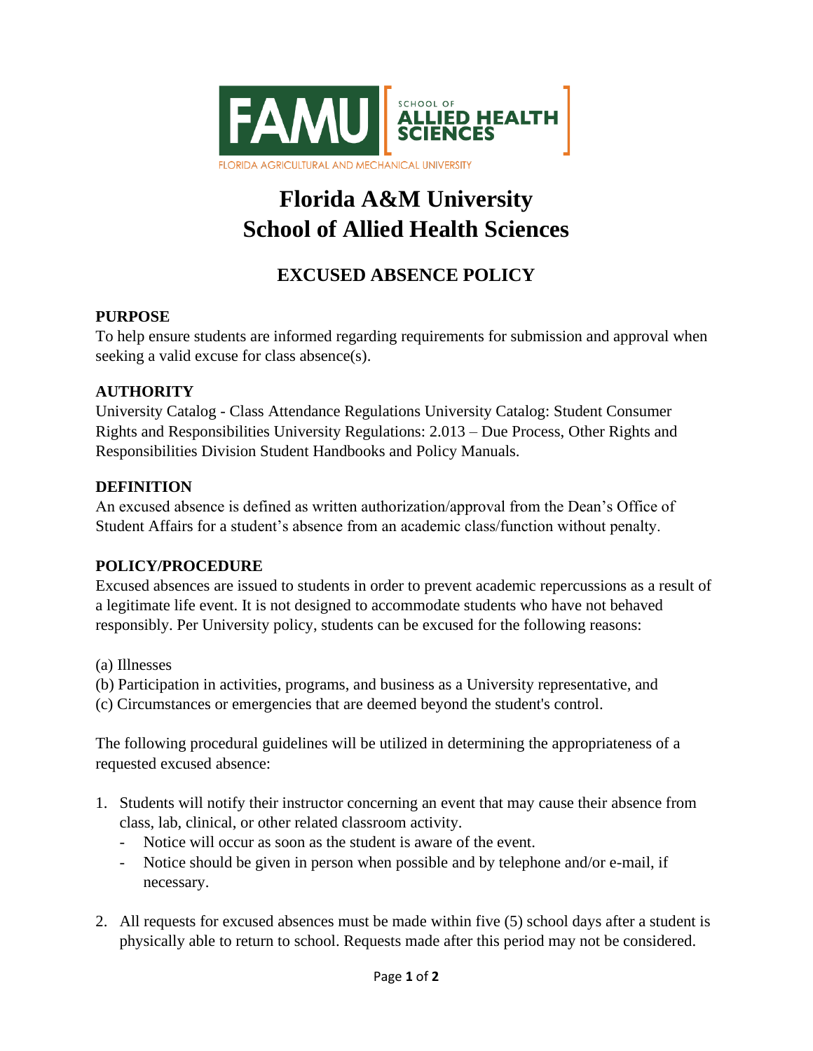# Florida A&M University
# School of Allied Health Sciences

## EXCUSED ABSENCE POLICY

### PURPOSE

To help ensure students are informed regarding requirements for submission and approval when seeking a valid excuse for class absence(s).

### AUTHORITY

University Catalog - Class Attendance Regulations University Catalog: Student Consumer Rights and Responsibilities University Regulations: 2.013 – Due Process, Other Rights and Responsibilities Division Student Handbooks and Policy Manuals.

### DEFINITION

An excused absence is defined as written authorization/approval from the Dean's Office of Student Affairs for a student's absence from an academic class/function without penalty.

### POLICY/PROCEDURE

Excused absences are issued to students in order to prevent academic repercussions as a result of a legitimate life event. It is not designed to accommodate students who have not behaved responsibly. Per University policy, students can be excused for the following reasons:

(a) Illnesses
(b) Participation in activities, programs, and business as a University representative, and
(c) Circumstances or emergencies that are deemed beyond the student's control.

The following procedural guidelines will be utilized in determining the appropriateness of a requested excused absence:

1. Students will notify their instructor concerning an event that may cause their absence from class, lab, clinical, or other related classroom activity.
   - Notice will occur as soon as the student is aware of the event.
   - Notice should be given in person when possible and by telephone and/or e-mail, if necessary.

2. All requests for excused absences must be made within five (5) school days after a student is physically able to return to school. Requests made after this period may not be considered.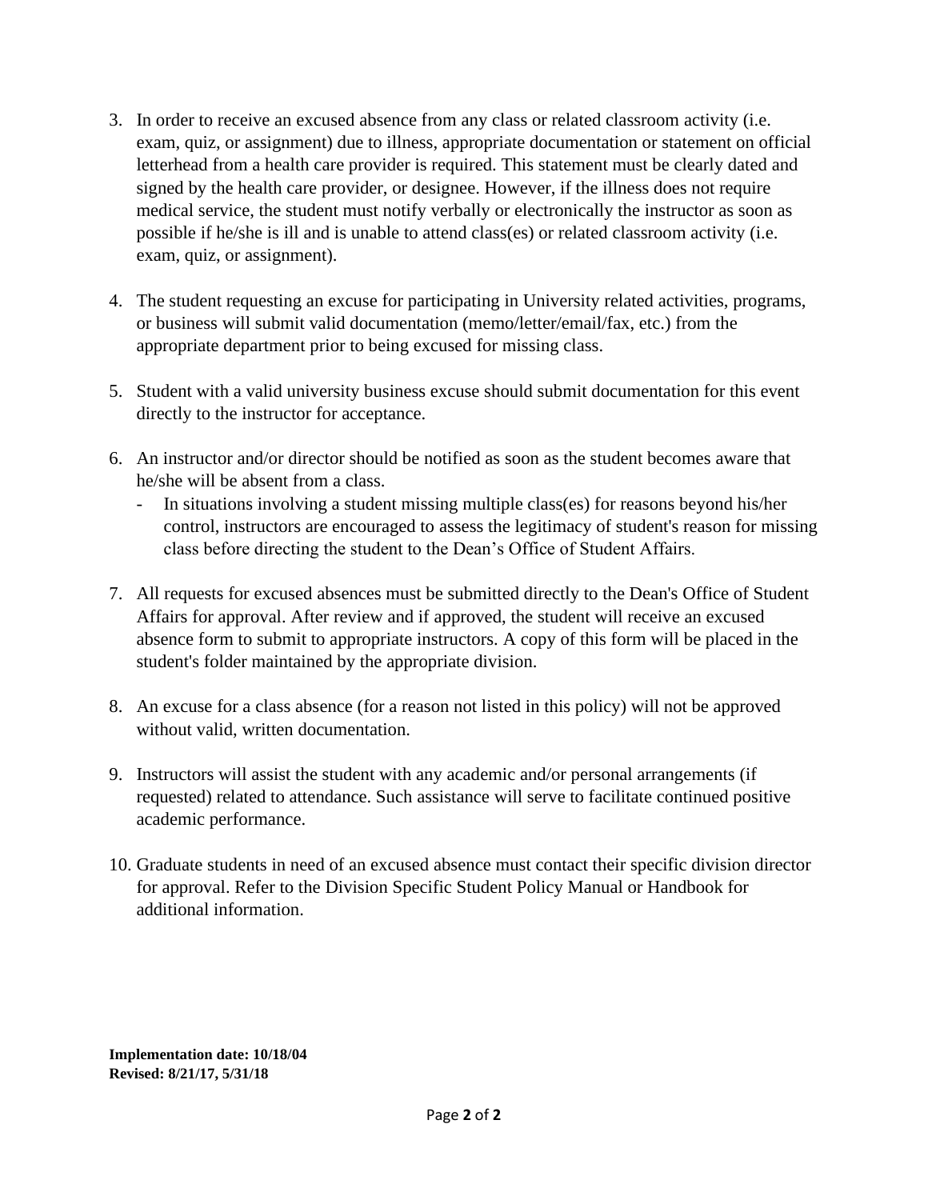3. In order to receive an excused absence from any class or related classroom activity (i.e. exam, quiz, or assignment) due to illness, appropriate documentation or statement on official letterhead from a health care provider is required. This statement must be clearly dated and signed by the health care provider, or designee. However, if the illness does not require medical service, the student must notify verbally or electronically the instructor as soon as possible if he/she is ill and is unable to attend class(es) or related classroom activity (i.e. exam, quiz, or assignment).

4. The student requesting an excuse for participating in University related activities, programs, or business will submit valid documentation (memo/letter/email/fax, etc.) from the appropriate department prior to being excused for missing class.

5. Student with a valid university business excuse should submit documentation for this event directly to the instructor for acceptance.

6. An instructor and/or director should be notified as soon as the student becomes aware that he/she will be absent from a class.
   - In situations involving a student missing multiple class(es) for reasons beyond his/her control, instructors are encouraged to assess the legitimacy of student's reason for missing class before directing the student to the Dean's Office of Student Affairs.

7. All requests for excused absences must be submitted directly to the Dean's Office of Student Affairs for approval. After review and if approved, the student will receive an excused absence form to submit to appropriate instructors. A copy of this form will be placed in the student's folder maintained by the appropriate division.

8. An excuse for a class absence (for a reason not listed in this policy) will not be approved without valid, written documentation.

9. Instructors will assist the student with any academic and/or personal arrangements (if requested) related to attendance. Such assistance will serve to facilitate continued positive academic performance.

10. Graduate students in need of an excused absence must contact their specific division director for approval. Refer to the Division Specific Student Policy Manual or Handbook for additional information.

**Implementation date: 10/18/04**
**Revised: 8/21/17, 5/31/18**